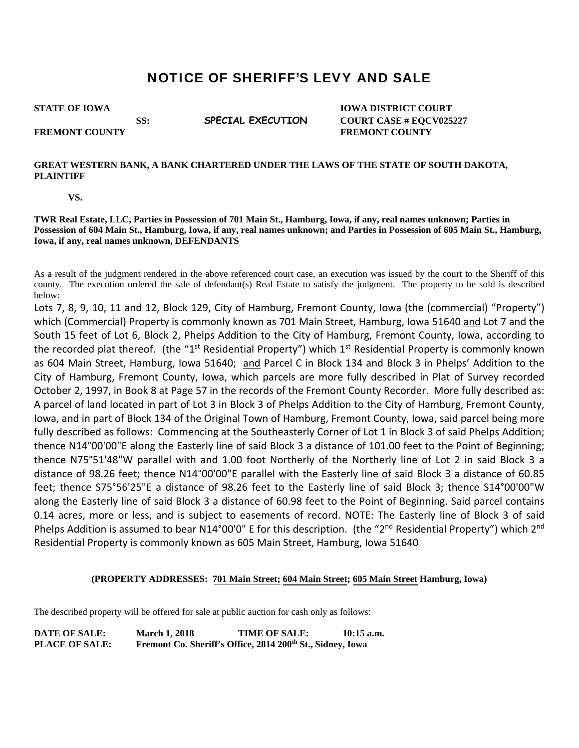# NOTICE OF SHERIFF'S LEVY AND SALE

**STATE OF IOWA** &nbsp;&nbsp;&nbsp;&nbsp; **SS:** &nbsp;&nbsp;&nbsp;&nbsp; **SPECIAL EXECUTION** &nbsp;&nbsp;&nbsp;&nbsp; **IOWA DISTRICT COURT**
**FREMONT COUNTY** &nbsp;&nbsp;&nbsp;&nbsp; **COURT CASE # EQCV025227**
**FREMONT COUNTY**

**GREAT WESTERN BANK, A BANK CHARTERED UNDER THE LAWS OF THE STATE OF SOUTH DAKOTA, PLAINTIFF**

**VS.**

**TWR Real Estate, LLC, Parties in Possession of 701 Main St., Hamburg, Iowa, if any, real names unknown; Parties in Possession of 604 Main St., Hamburg, Iowa, if any, real names unknown; and Parties in Possession of 605 Main St., Hamburg, Iowa, if any, real names unknown, DEFENDANTS**

As a result of the judgment rendered in the above referenced court case, an execution was issued by the court to the Sheriff of this county. The execution ordered the sale of defendant(s) Real Estate to satisfy the judgment. The property to be sold is described below:

Lots 7, 8, 9, 10, 11 and 12, Block 129, City of Hamburg, Fremont County, Iowa (the (commercial) "Property") which (Commercial) Property is commonly known as 701 Main Street, Hamburg, Iowa 51640 and Lot 7 and the South 15 feet of Lot 6, Block 2, Phelps Addition to the City of Hamburg, Fremont County, Iowa, according to the recorded plat thereof. (the "1st Residential Property") which 1st Residential Property is commonly known as 604 Main Street, Hamburg, Iowa 51640; and Parcel C in Block 134 and Block 3 in Phelps' Addition to the City of Hamburg, Fremont County, Iowa, which parcels are more fully described in Plat of Survey recorded October 2, 1997, in Book 8 at Page 57 in the records of the Fremont County Recorder. More fully described as: A parcel of land located in part of Lot 3 in Block 3 of Phelps Addition to the City of Hamburg, Fremont County, Iowa, and in part of Block 134 of the Original Town of Hamburg, Fremont County, Iowa, said parcel being more fully described as follows: Commencing at the Southeasterly Corner of Lot 1 in Block 3 of said Phelps Addition; thence N14°00'00"E along the Easterly line of said Block 3 a distance of 101.00 feet to the Point of Beginning; thence N75°51'48"W parallel with and 1.00 foot Northerly of the Northerly line of Lot 2 in said Block 3 a distance of 98.26 feet; thence N14°00'00"E parallel with the Easterly line of said Block 3 a distance of 60.85 feet; thence S75°56'25"E a distance of 98.26 feet to the Easterly line of said Block 3; thence S14°00'00"W along the Easterly line of said Block 3 a distance of 60.98 feet to the Point of Beginning. Said parcel contains 0.14 acres, more or less, and is subject to easements of record. NOTE: The Easterly line of Block 3 of said Phelps Addition is assumed to bear N14°00'0" E for this description. (the "2nd Residential Property") which 2nd Residential Property is commonly known as 605 Main Street, Hamburg, Iowa 51640

**(PROPERTY ADDRESSES: 701 Main Street; 604 Main Street; 605 Main Street Hamburg, Iowa)**

The described property will be offered for sale at public auction for cash only as follows:

**DATE OF SALE:** **March 1, 2018** &nbsp;&nbsp;&nbsp;&nbsp; **TIME OF SALE:** **10:15 a.m.**
**PLACE OF SALE:** **Fremont Co. Sheriff's Office, 2814 200th St., Sidney, Iowa**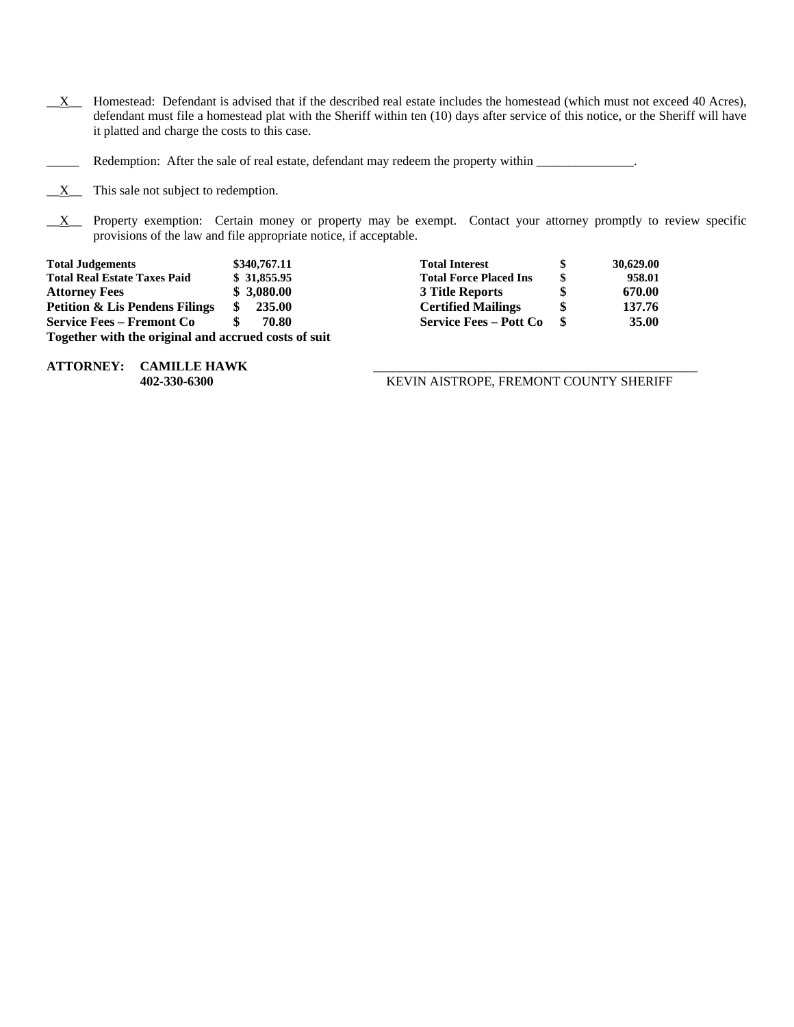__X__ Homestead: Defendant is advised that if the described real estate includes the homestead (which must not exceed 40 Acres), defendant must file a homestead plat with the Sheriff within ten (10) days after service of this notice, or the Sheriff will have it platted and charge the costs to this case.

_____ Redemption: After the sale of real estate, defendant may redeem the property within _______________.

__X__ This sale not subject to redemption.

__X__ Property exemption: Certain money or property may be exempt. Contact your attorney promptly to review specific provisions of the law and file appropriate notice, if acceptable.

| | | | | |
|---|---|---|---|---|
| **Total Judgements** | **$340,767.11** | **Total Interest** | **$** | **30,629.00** |
| **Total Real Estate Taxes Paid** | **$ 31,855.95** | **Total Force Placed Ins** | **$** | **958.01** |
| **Attorney Fees** | **$ 3,080.00** | **3 Title Reports** | **$** | **670.00** |
| **Petition & Lis Pendens Filings** | **$ 235.00** | **Certified Mailings** | **$** | **137.76** |
| **Service Fees – Fremont Co** | **$ 70.80** | **Service Fees – Pott Co** | **$** | **35.00** |

**Together with the original and accrued costs of suit**

**ATTORNEY: CAMILLE HAWK**
**402-330-6300**

_____________________________________________________
KEVIN AISTROPE, FREMONT COUNTY SHERIFF